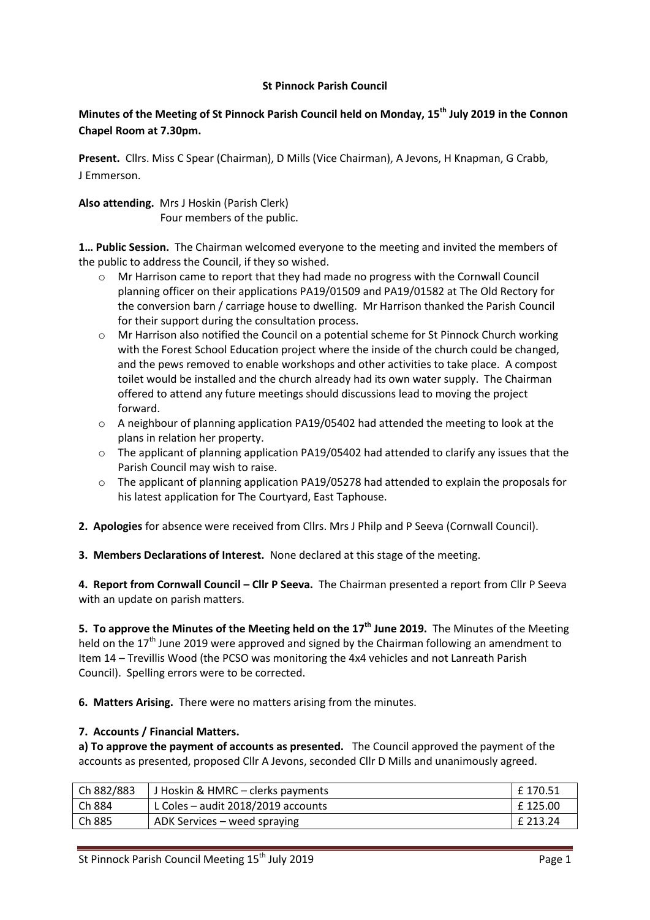# St Pinnock Parish Council

**Minutes of the Meeting of St Pinnock Parish Council held on Monday, 15th July 2019 in the Connon Chapel Room at 7.30pm.**

**Present.** Cllrs. Miss C Spear (Chairman), D Mills (Vice Chairman), A Jevons, H Knapman, G Crabb, J Emmerson.

**Also attending.** Mrs J Hoskin (Parish Clerk)
Four members of the public.

**1… Public Session.** The Chairman welcomed everyone to the meeting and invited the members of the public to address the Council, if they so wished.

- Mr Harrison came to report that they had made no progress with the Cornwall Council planning officer on their applications PA19/01509 and PA19/01582 at The Old Rectory for the conversion barn / carriage house to dwelling. Mr Harrison thanked the Parish Council for their support during the consultation process.
- Mr Harrison also notified the Council on a potential scheme for St Pinnock Church working with the Forest School Education project where the inside of the church could be changed, and the pews removed to enable workshops and other activities to take place. A compost toilet would be installed and the church already had its own water supply. The Chairman offered to attend any future meetings should discussions lead to moving the project forward.
- A neighbour of planning application PA19/05402 had attended the meeting to look at the plans in relation her property.
- The applicant of planning application PA19/05402 had attended to clarify any issues that the Parish Council may wish to raise.
- The applicant of planning application PA19/05278 had attended to explain the proposals for his latest application for The Courtyard, East Taphouse.

**2. Apologies** for absence were received from Cllrs. Mrs J Philp and P Seeva (Cornwall Council).

**3. Members Declarations of Interest.** None declared at this stage of the meeting.

**4. Report from Cornwall Council – Cllr P Seeva.** The Chairman presented a report from Cllr P Seeva with an update on parish matters.

**5. To approve the Minutes of the Meeting held on the 17th June 2019.** The Minutes of the Meeting held on the 17th June 2019 were approved and signed by the Chairman following an amendment to Item 14 – Trevillis Wood (the PCSO was monitoring the 4x4 vehicles and not Lanreath Parish Council). Spelling errors were to be corrected.

**6. Matters Arising.** There were no matters arising from the minutes.

**7. Accounts / Financial Matters.**

**a) To approve the payment of accounts as presented.** The Council approved the payment of the accounts as presented, proposed Cllr A Jevons, seconded Cllr D Mills and unanimously agreed.

| | | |
|---|---|---|
| Ch 882/883 | J Hoskin & HMRC – clerks payments | £ 170.51 |
| Ch 884 | L Coles – audit 2018/2019 accounts | £ 125.00 |
| Ch 885 | ADK Services – weed spraying | £ 213.24 |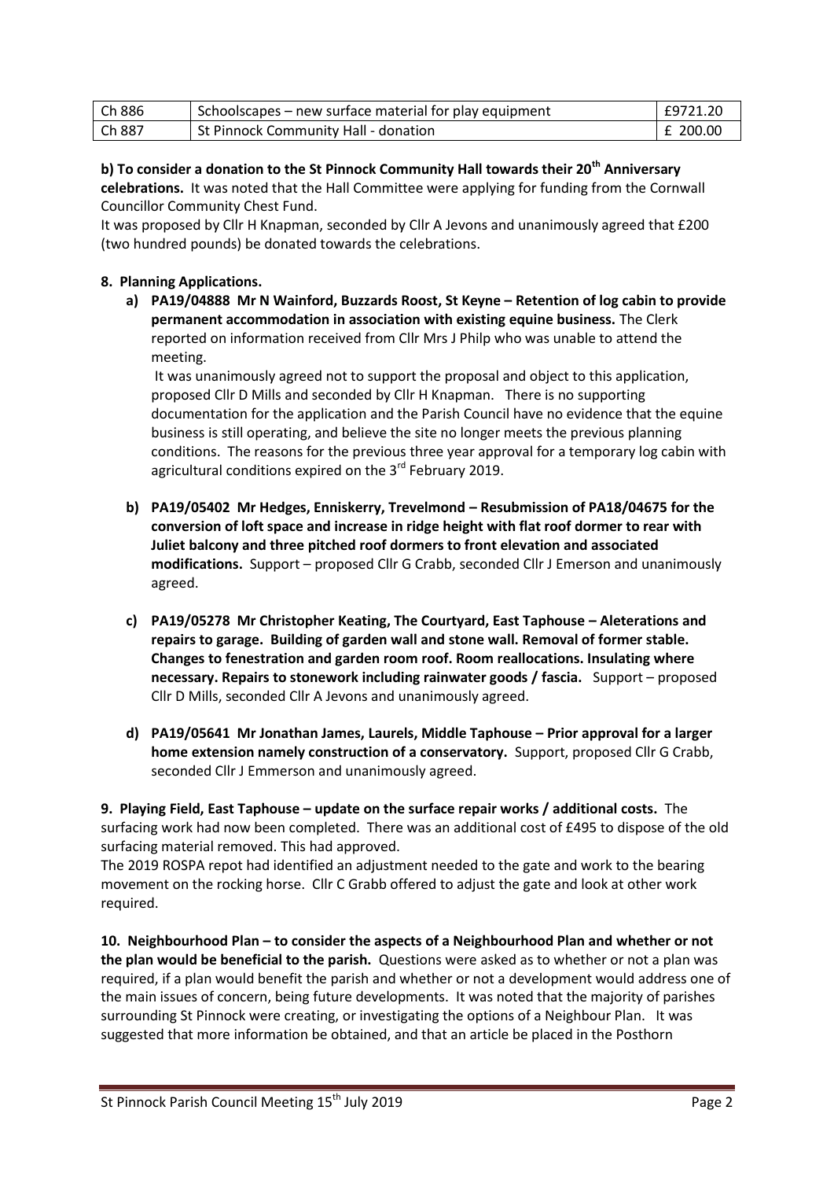| Ch 886 | Schoolscapes – new surface material for play equipment | £9721.20 |
|---|---|---|
| Ch 887 | St Pinnock Community Hall - donation | £ 200.00 |

**b) To consider a donation to the St Pinnock Community Hall towards their 20th Anniversary celebrations.** It was noted that the Hall Committee were applying for funding from the Cornwall Councillor Community Chest Fund.

It was proposed by Cllr H Knapman, seconded by Cllr A Jevons and unanimously agreed that £200 (two hundred pounds) be donated towards the celebrations.

**8. Planning Applications.**

a) **PA19/04888 Mr N Wainford, Buzzards Roost, St Keyne – Retention of log cabin to provide permanent accommodation in association with existing equine business.** The Clerk reported on information received from Cllr Mrs J Philp who was unable to attend the meeting.

   It was unanimously agreed not to support the proposal and object to this application, proposed Cllr D Mills and seconded by Cllr H Knapman. There is no supporting documentation for the application and the Parish Council have no evidence that the equine business is still operating, and believe the site no longer meets the previous planning conditions. The reasons for the previous three year approval for a temporary log cabin with agricultural conditions expired on the 3rd February 2019.

b) **PA19/05402 Mr Hedges, Enniskerry, Trevelmond – Resubmission of PA18/04675 for the conversion of loft space and increase in ridge height with flat roof dormer to rear with Juliet balcony and three pitched roof dormers to front elevation and associated modifications.** Support – proposed Cllr G Crabb, seconded Cllr J Emerson and unanimously agreed.

c) **PA19/05278 Mr Christopher Keating, The Courtyard, East Taphouse – Aleterations and repairs to garage. Building of garden wall and stone wall. Removal of former stable. Changes to fenestration and garden room roof. Room reallocations. Insulating where necessary. Repairs to stonework including rainwater goods / fascia.** Support – proposed Cllr D Mills, seconded Cllr A Jevons and unanimously agreed.

d) **PA19/05641 Mr Jonathan James, Laurels, Middle Taphouse – Prior approval for a larger home extension namely construction of a conservatory.** Support, proposed Cllr G Crabb, seconded Cllr J Emmerson and unanimously agreed.

**9. Playing Field, East Taphouse – update on the surface repair works / additional costs.** The surfacing work had now been completed. There was an additional cost of £495 to dispose of the old surfacing material removed. This had approved.

The 2019 ROSPA repot had identified an adjustment needed to the gate and work to the bearing movement on the rocking horse. Cllr C Grabb offered to adjust the gate and look at other work required.

**10. Neighbourhood Plan – to consider the aspects of a Neighbourhood Plan and whether or not the plan would be beneficial to the parish.** Questions were asked as to whether or not a plan was required, if a plan would benefit the parish and whether or not a development would address one of the main issues of concern, being future developments. It was noted that the majority of parishes surrounding St Pinnock were creating, or investigating the options of a Neighbour Plan. It was suggested that more information be obtained, and that an article be placed in the Posthorn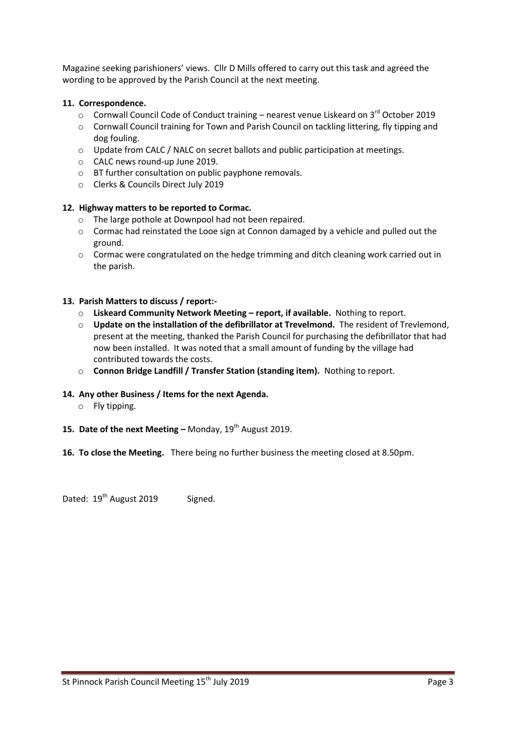Magazine seeking parishioners' views. Cllr D Mills offered to carry out this task and agreed the wording to be approved by the Parish Council at the next meeting.

**11. Correspondence.**

- Cornwall Council Code of Conduct training – nearest venue Liskeard on 3rd October 2019
- Cornwall Council training for Town and Parish Council on tackling littering, fly tipping and dog fouling.
- Update from CALC / NALC on secret ballots and public participation at meetings.
- CALC news round-up June 2019.
- BT further consultation on public payphone removals.
- Clerks & Councils Direct July 2019

**12. Highway matters to be reported to Cormac.**

- The large pothole at Downpool had not been repaired.
- Cormac had reinstated the Looe sign at Connon damaged by a vehicle and pulled out the ground.
- Cormac were congratulated on the hedge trimming and ditch cleaning work carried out in the parish.

**13. Parish Matters to discuss / report:-**

- **Liskeard Community Network Meeting – report, if available.** Nothing to report.
- **Update on the installation of the defibrillator at Trevelmond.** The resident of Trevlemond, present at the meeting, thanked the Parish Council for purchasing the defibrillator that had now been installed. It was noted that a small amount of funding by the village had contributed towards the costs.
- **Connon Bridge Landfill / Transfer Station (standing item).** Nothing to report.

**14. Any other Business / Items for the next Agenda.**

- Fly tipping.

**15. Date of the next Meeting –** Monday, 19th August 2019.

**16. To close the Meeting.** There being no further business the meeting closed at 8.50pm.

Dated: 19th August 2019 Signed.